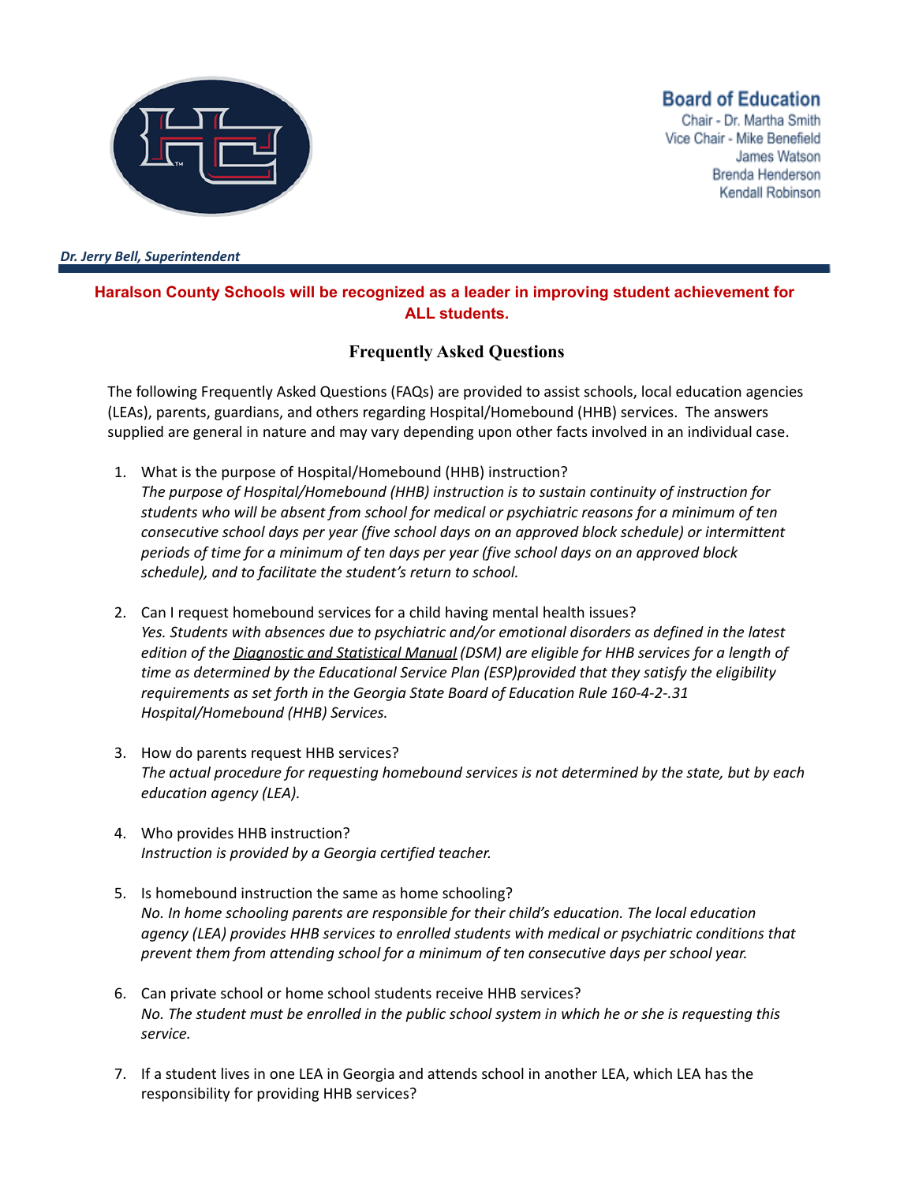**Board of Education**
Chair - Dr. Martha Smith
Vice Chair - Mike Benefield
James Watson
Brenda Henderson
Kendall Robinson

***Dr. Jerry Bell, Superintendent***

**Haralson County Schools will be recognized as a leader in improving student achievement for ALL students.**

## Frequently Asked Questions

The following Frequently Asked Questions (FAQs) are provided to assist schools, local education agencies (LEAs), parents, guardians, and others regarding Hospital/Homebound (HHB) services. The answers supplied are general in nature and may vary depending upon other facts involved in an individual case.

1. What is the purpose of Hospital/Homebound (HHB) instruction?
   *The purpose of Hospital/Homebound (HHB) instruction is to sustain continuity of instruction for students who will be absent from school for medical or psychiatric reasons for a minimum of ten consecutive school days per year (five school days on an approved block schedule) or intermittent periods of time for a minimum of ten days per year (five school days on an approved block schedule), and to facilitate the student's return to school.*

2. Can I request homebound services for a child having mental health issues?
   *Yes. Students with absences due to psychiatric and/or emotional disorders as defined in the latest edition of the Diagnostic and Statistical Manual (DSM) are eligible for HHB services for a length of time as determined by the Educational Service Plan (ESP)provided that they satisfy the eligibility requirements as set forth in the Georgia State Board of Education Rule 160-4-2-.31 Hospital/Homebound (HHB) Services.*

3. How do parents request HHB services?
   *The actual procedure for requesting homebound services is not determined by the state, but by each education agency (LEA).*

4. Who provides HHB instruction?
   *Instruction is provided by a Georgia certified teacher.*

5. Is homebound instruction the same as home schooling?
   *No. In home schooling parents are responsible for their child's education. The local education agency (LEA) provides HHB services to enrolled students with medical or psychiatric conditions that prevent them from attending school for a minimum of ten consecutive days per school year.*

6. Can private school or home school students receive HHB services?
   *No. The student must be enrolled in the public school system in which he or she is requesting this service.*

7. If a student lives in one LEA in Georgia and attends school in another LEA, which LEA has the responsibility for providing HHB services?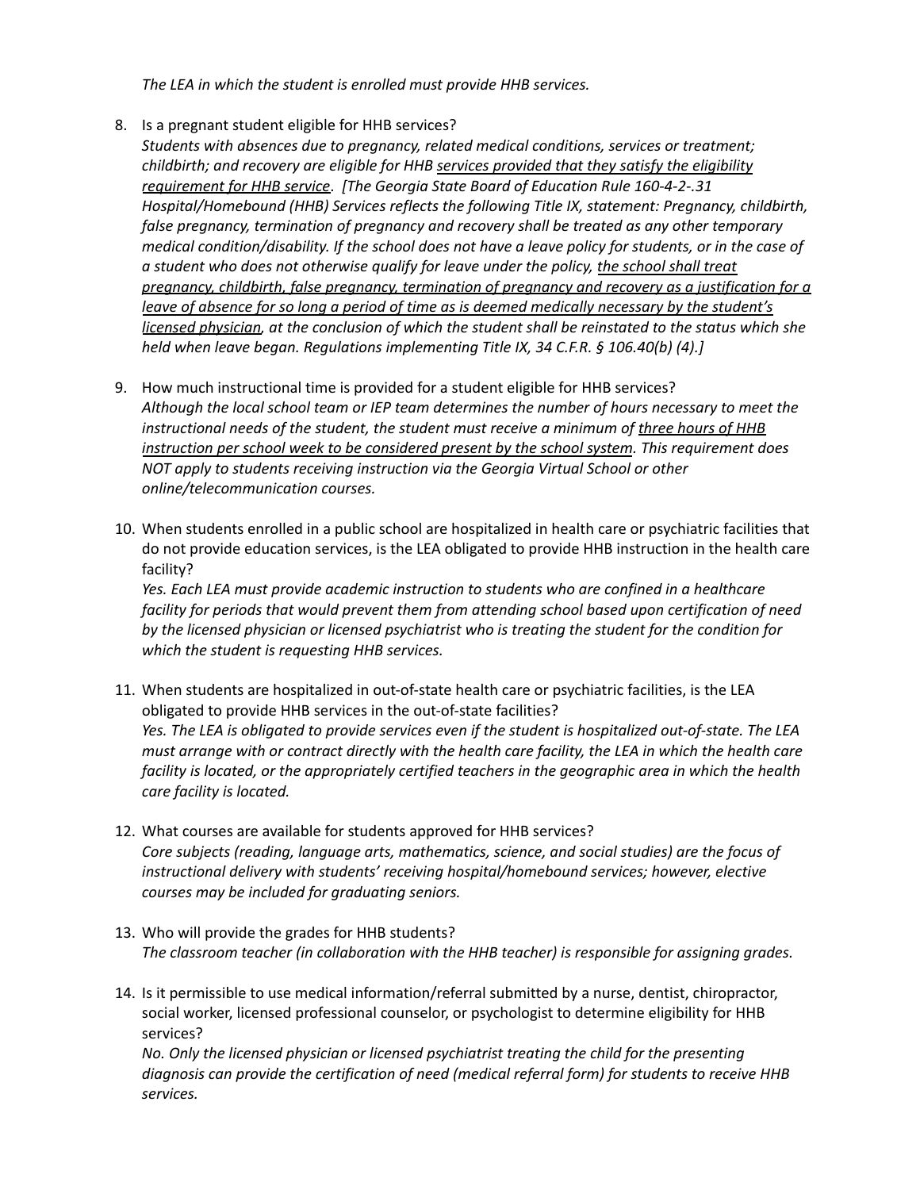*The LEA in which the student is enrolled must provide HHB services.*

8. Is a pregnant student eligible for HHB services?
   *Students with absences due to pregnancy, related medical conditions, services or treatment; childbirth; and recovery are eligible for HHB <u>services provided that they satisfy the eligibility requirement for HHB service</u>. [The Georgia State Board of Education Rule 160-4-2-.31 Hospital/Homebound (HHB) Services reflects the following Title IX, statement: Pregnancy, childbirth, false pregnancy, termination of pregnancy and recovery shall be treated as any other temporary medical condition/disability. If the school does not have a leave policy for students, or in the case of a student who does not otherwise qualify for leave under the policy, <u>the school shall treat pregnancy, childbirth, false pregnancy, termination of pregnancy and recovery as a justification for a leave of absence for so long a period of time as is deemed medically necessary by the student's licensed physician</u>, at the conclusion of which the student shall be reinstated to the status which she held when leave began. Regulations implementing Title IX, 34 C.F.R. § 106.40(b) (4).]*

9. How much instructional time is provided for a student eligible for HHB services?
   *Although the local school team or IEP team determines the number of hours necessary to meet the instructional needs of the student, the student must receive a minimum of <u>three hours of HHB instruction per school week to be considered present by the school system</u>. This requirement does NOT apply to students receiving instruction via the Georgia Virtual School or other online/telecommunication courses.*

10. When students enrolled in a public school are hospitalized in health care or psychiatric facilities that do not provide education services, is the LEA obligated to provide HHB instruction in the health care facility?
    *Yes. Each LEA must provide academic instruction to students who are confined in a healthcare facility for periods that would prevent them from attending school based upon certification of need by the licensed physician or licensed psychiatrist who is treating the student for the condition for which the student is requesting HHB services.*

11. When students are hospitalized in out-of-state health care or psychiatric facilities, is the LEA obligated to provide HHB services in the out-of-state facilities?
    *Yes. The LEA is obligated to provide services even if the student is hospitalized out-of-state. The LEA must arrange with or contract directly with the health care facility, the LEA in which the health care facility is located, or the appropriately certified teachers in the geographic area in which the health care facility is located.*

12. What courses are available for students approved for HHB services?
    *Core subjects (reading, language arts, mathematics, science, and social studies) are the focus of instructional delivery with students' receiving hospital/homebound services; however, elective courses may be included for graduating seniors.*

13. Who will provide the grades for HHB students?
    *The classroom teacher (in collaboration with the HHB teacher) is responsible for assigning grades.*

14. Is it permissible to use medical information/referral submitted by a nurse, dentist, chiropractor, social worker, licensed professional counselor, or psychologist to determine eligibility for HHB services?
    *No. Only the licensed physician or licensed psychiatrist treating the child for the presenting diagnosis can provide the certification of need (medical referral form) for students to receive HHB services.*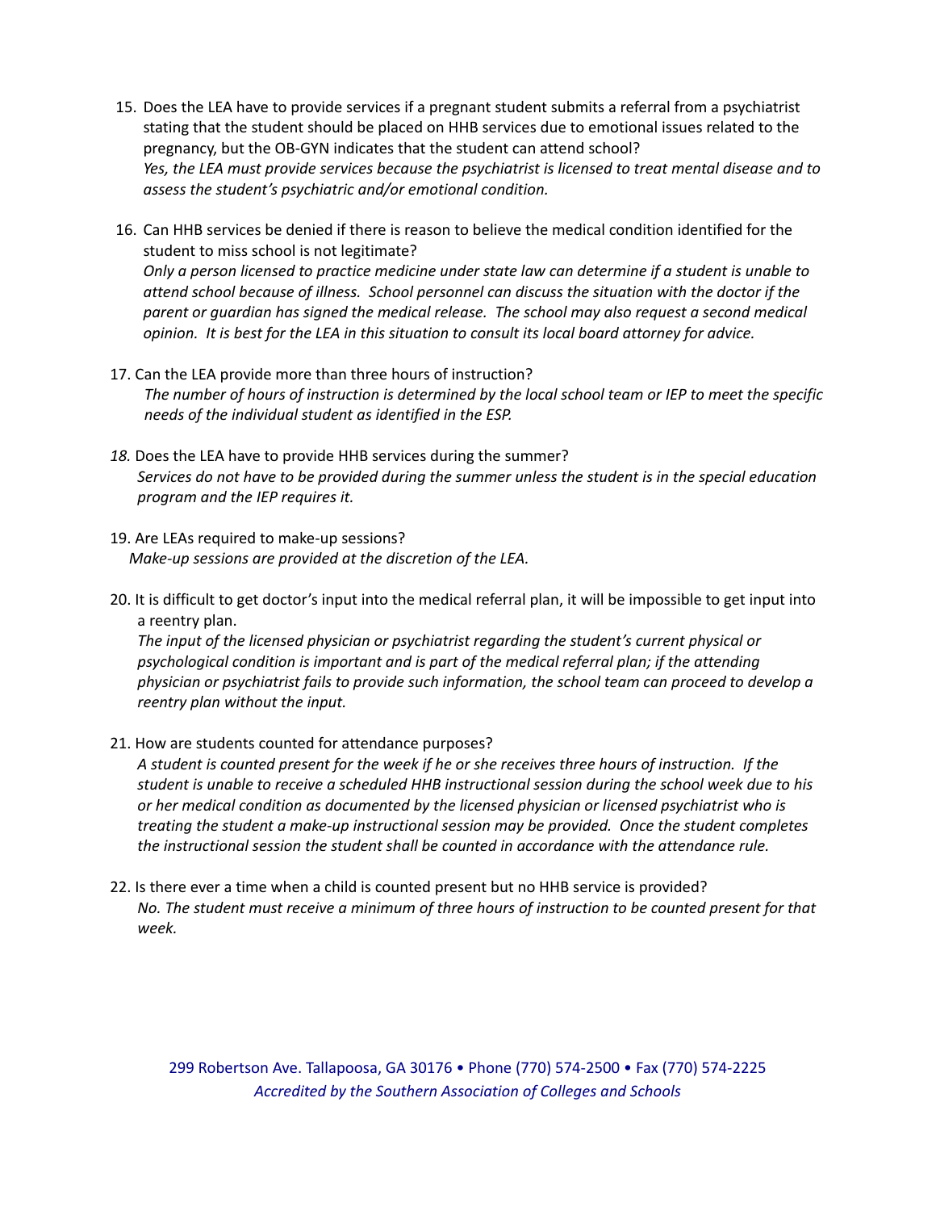15. Does the LEA have to provide services if a pregnant student submits a referral from a psychiatrist stating that the student should be placed on HHB services due to emotional issues related to the pregnancy, but the OB-GYN indicates that the student can attend school?
    *Yes, the LEA must provide services because the psychiatrist is licensed to treat mental disease and to assess the student's psychiatric and/or emotional condition.*

16. Can HHB services be denied if there is reason to believe the medical condition identified for the student to miss school is not legitimate?
    *Only a person licensed to practice medicine under state law can determine if a student is unable to attend school because of illness. School personnel can discuss the situation with the doctor if the parent or guardian has signed the medical release. The school may also request a second medical opinion. It is best for the LEA in this situation to consult its local board attorney for advice.*

17. Can the LEA provide more than three hours of instruction?
    *The number of hours of instruction is determined by the local school team or IEP to meet the specific needs of the individual student as identified in the ESP.*

18. Does the LEA have to provide HHB services during the summer?
    *Services do not have to be provided during the summer unless the student is in the special education program and the IEP requires it.*

19. Are LEAs required to make-up sessions?
    *Make-up sessions are provided at the discretion of the LEA.*

20. It is difficult to get doctor's input into the medical referral plan, it will be impossible to get input into a reentry plan.
    *The input of the licensed physician or psychiatrist regarding the student's current physical or psychological condition is important and is part of the medical referral plan; if the attending physician or psychiatrist fails to provide such information, the school team can proceed to develop a reentry plan without the input.*

21. How are students counted for attendance purposes?
    *A student is counted present for the week if he or she receives three hours of instruction. If the student is unable to receive a scheduled HHB instructional session during the school week due to his or her medical condition as documented by the licensed physician or licensed psychiatrist who is treating the student a make-up instructional session may be provided. Once the student completes the instructional session the student shall be counted in accordance with the attendance rule.*

22. Is there ever a time when a child is counted present but no HHB service is provided?
    *No. The student must receive a minimum of three hours of instruction to be counted present for that week.*

299 Robertson Ave. Tallapoosa, GA 30176 • Phone (770) 574-2500 • Fax (770) 574-2225
*Accredited by the Southern Association of Colleges and Schools*